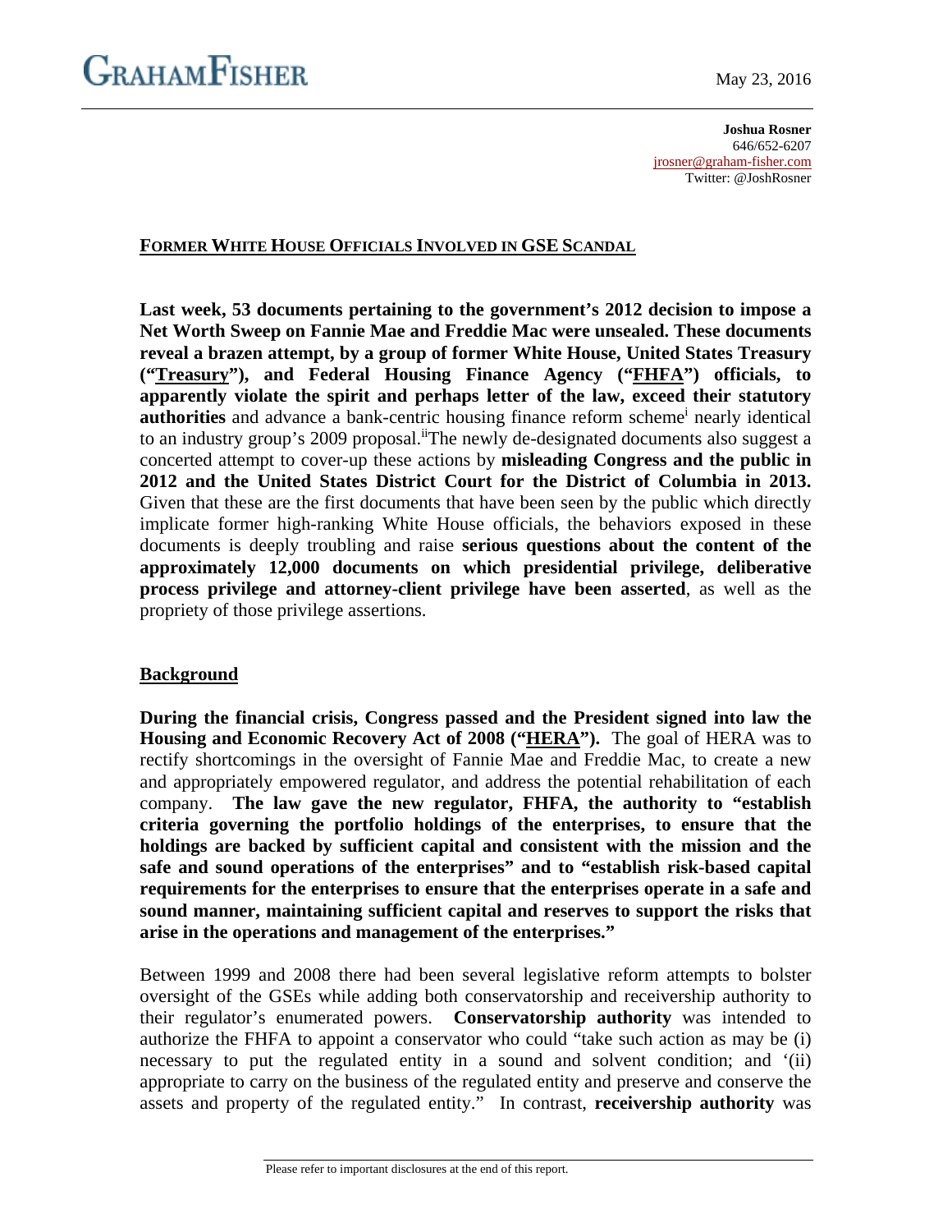**GRAHAMFISHER**

May 23, 2016

**Joshua Rosner**
646/652-6207
jrosner@graham-fisher.com
Twitter: @JoshRosner

## FORMER WHITE HOUSE OFFICIALS INVOLVED IN GSE SCANDAL

**Last week, 53 documents pertaining to the government's 2012 decision to impose a Net Worth Sweep on Fannie Mae and Freddie Mac were unsealed. These documents reveal a brazen attempt, by a group of former White House, United States Treasury ("Treasury"), and Federal Housing Finance Agency ("FHFA") officials, to apparently violate the spirit and perhaps letter of the law, exceed their statutory authorities** and advance a bank-centric housing finance reform scheme[i] nearly identical to an industry group's 2009 proposal.[ii] The newly de-designated documents also suggest a concerted attempt to cover-up these actions by **misleading Congress and the public in 2012 and the United States District Court for the District of Columbia in 2013.** Given that these are the first documents that have been seen by the public which directly implicate former high-ranking White House officials, the behaviors exposed in these documents is deeply troubling and raise **serious questions about the content of the approximately 12,000 documents on which presidential privilege, deliberative process privilege and attorney-client privilege have been asserted**, as well as the propriety of those privilege assertions.

### Background

**During the financial crisis, Congress passed and the President signed into law the Housing and Economic Recovery Act of 2008 ("HERA").** The goal of HERA was to rectify shortcomings in the oversight of Fannie Mae and Freddie Mac, to create a new and appropriately empowered regulator, and address the potential rehabilitation of each company. **The law gave the new regulator, FHFA, the authority to "establish criteria governing the portfolio holdings of the enterprises, to ensure that the holdings are backed by sufficient capital and consistent with the mission and the safe and sound operations of the enterprises" and to "establish risk-based capital requirements for the enterprises to ensure that the enterprises operate in a safe and sound manner, maintaining sufficient capital and reserves to support the risks that arise in the operations and management of the enterprises."**

Between 1999 and 2008 there had been several legislative reform attempts to bolster oversight of the GSEs while adding both conservatorship and receivership authority to their regulator's enumerated powers. **Conservatorship authority** was intended to authorize the FHFA to appoint a conservator who could "take such action as may be (i) necessary to put the regulated entity in a sound and solvent condition; and '(ii) appropriate to carry on the business of the regulated entity and preserve and conserve the assets and property of the regulated entity." In contrast, **receivership authority** was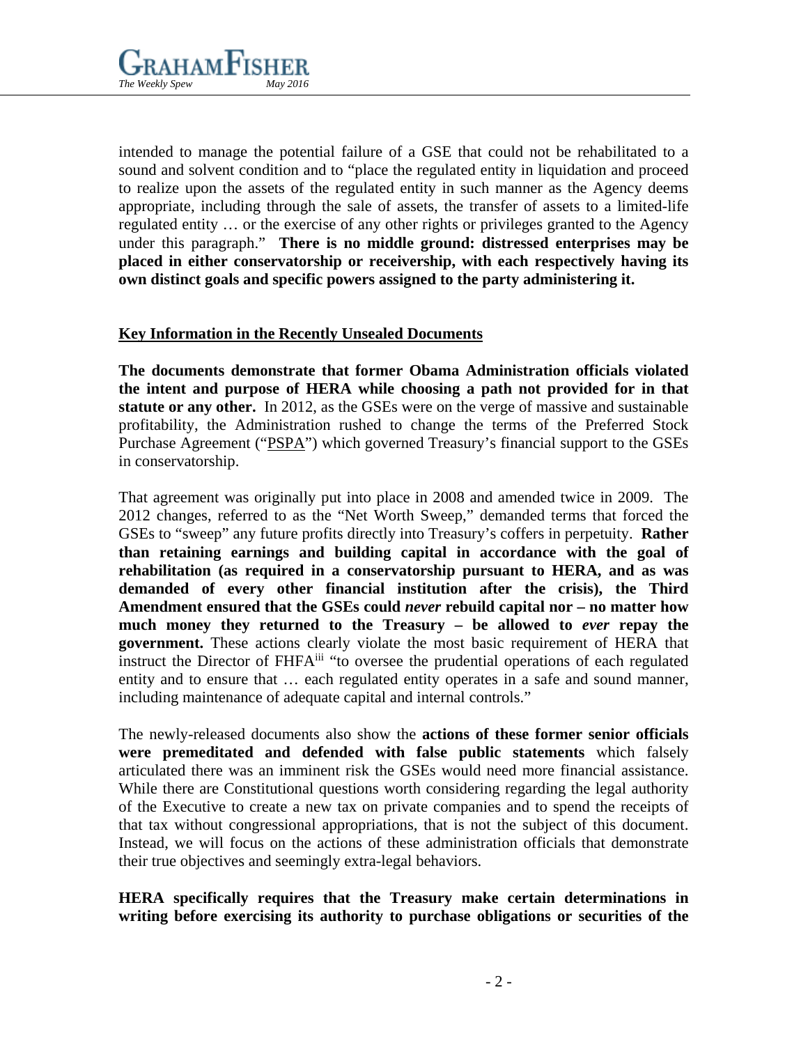intended to manage the potential failure of a GSE that could not be rehabilitated to a sound and solvent condition and to "place the regulated entity in liquidation and proceed to realize upon the assets of the regulated entity in such manner as the Agency deems appropriate, including through the sale of assets, the transfer of assets to a limited-life regulated entity … or the exercise of any other rights or privileges granted to the Agency under this paragraph." **There is no middle ground: distressed enterprises may be placed in either conservatorship or receivership, with each respectively having its own distinct goals and specific powers assigned to the party administering it.**

## Key Information in the Recently Unsealed Documents

**The documents demonstrate that former Obama Administration officials violated the intent and purpose of HERA while choosing a path not provided for in that statute or any other.** In 2012, as the GSEs were on the verge of massive and sustainable profitability, the Administration rushed to change the terms of the Preferred Stock Purchase Agreement ("PSPA") which governed Treasury's financial support to the GSEs in conservatorship.

That agreement was originally put into place in 2008 and amended twice in 2009. The 2012 changes, referred to as the "Net Worth Sweep," demanded terms that forced the GSEs to "sweep" any future profits directly into Treasury's coffers in perpetuity. **Rather than retaining earnings and building capital in accordance with the goal of rehabilitation (as required in a conservatorship pursuant to HERA, and as was demanded of every other financial institution after the crisis), the Third Amendment ensured that the GSEs could *never* rebuild capital nor – no matter how much money they returned to the Treasury – be allowed to *ever* repay the government.** These actions clearly violate the most basic requirement of HERA that instruct the Director of FHFA[iii] "to oversee the prudential operations of each regulated entity and to ensure that … each regulated entity operates in a safe and sound manner, including maintenance of adequate capital and internal controls."

The newly-released documents also show the **actions of these former senior officials were premeditated and defended with false public statements** which falsely articulated there was an imminent risk the GSEs would need more financial assistance. While there are Constitutional questions worth considering regarding the legal authority of the Executive to create a new tax on private companies and to spend the receipts of that tax without congressional appropriations, that is not the subject of this document. Instead, we will focus on the actions of these administration officials that demonstrate their true objectives and seemingly extra-legal behaviors.

**HERA specifically requires that the Treasury make certain determinations in writing before exercising its authority to purchase obligations or securities of the**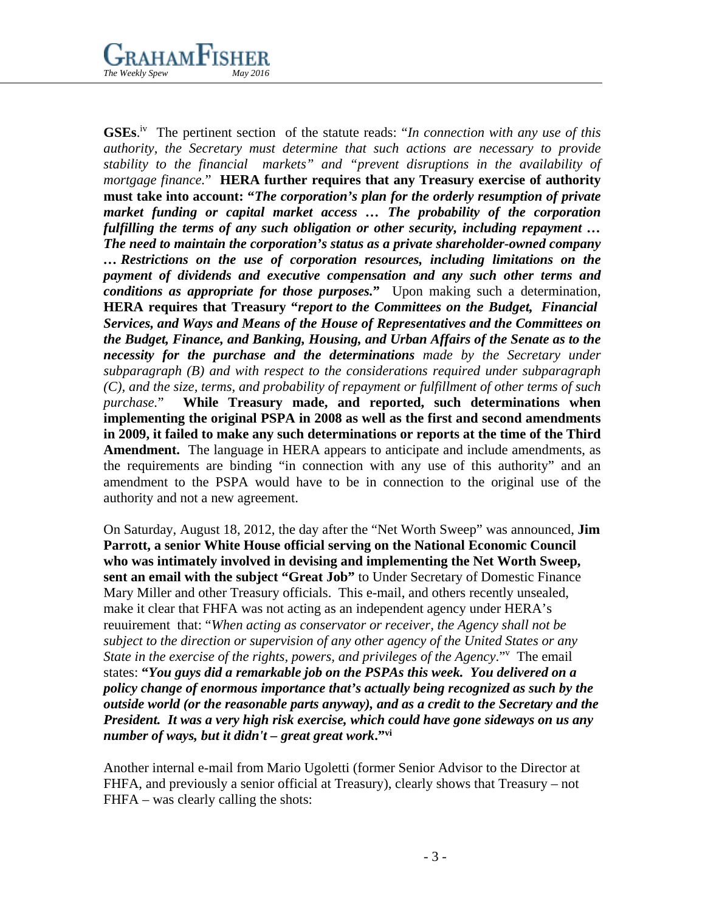**GSEs**.[iv] The pertinent section of the statute reads: "*In connection with any use of this authority, the Secretary must determine that such actions are necessary to provide stability to the financial markets" and "prevent disruptions in the availability of mortgage finance.*" **HERA further requires that any Treasury exercise of authority must take into account: "*The corporation's plan for the orderly resumption of private market funding or capital market access … The probability of the corporation fulfilling the terms of any such obligation or other security, including repayment … The need to maintain the corporation's status as a private shareholder-owned company … Restrictions on the use of corporation resources, including limitations on the payment of dividends and executive compensation and any such other terms and conditions as appropriate for those purposes.*"** Upon making such a determination, **HERA requires that Treasury "*report to the Committees on the Budget, Financial Services, and Ways and Means of the House of Representatives and the Committees on the Budget, Finance, and Banking, Housing, and Urban Affairs of the Senate as to the necessity for the purchase and the determinations*** *made by the Secretary under subparagraph (B) and with respect to the considerations required under subparagraph (C), and the size, terms, and probability of repayment or fulfillment of other terms of such purchase.*" **While Treasury made, and reported, such determinations when implementing the original PSPA in 2008 as well as the first and second amendments in 2009, it failed to make any such determinations or reports at the time of the Third Amendment.** The language in HERA appears to anticipate and include amendments, as the requirements are binding "in connection with any use of this authority" and an amendment to the PSPA would have to be in connection to the original use of the authority and not a new agreement.

On Saturday, August 18, 2012, the day after the "Net Worth Sweep" was announced, **Jim Parrott, a senior White House official serving on the National Economic Council who was intimately involved in devising and implementing the Net Worth Sweep, sent an email with the subject "Great Job"** to Under Secretary of Domestic Finance Mary Miller and other Treasury officials. This e-mail, and others recently unsealed, make it clear that FHFA was not acting as an independent agency under HERA's reuuirement that: "*When acting as conservator or receiver, the Agency shall not be subject to the direction or supervision of any other agency of the United States or any State in the exercise of the rights, powers, and privileges of the Agency.*"[v] The email states: **"*You guys did a remarkable job on the PSPAs this week. You delivered on a policy change of enormous importance that's actually being recognized as such by the outside world (or the reasonable parts anyway), and as a credit to the Secretary and the President. It was a very high risk exercise, which could have gone sideways on us any number of ways, but it didn't – great great work*."[vi]**

Another internal e-mail from Mario Ugoletti (former Senior Advisor to the Director at FHFA, and previously a senior official at Treasury), clearly shows that Treasury – not FHFA – was clearly calling the shots: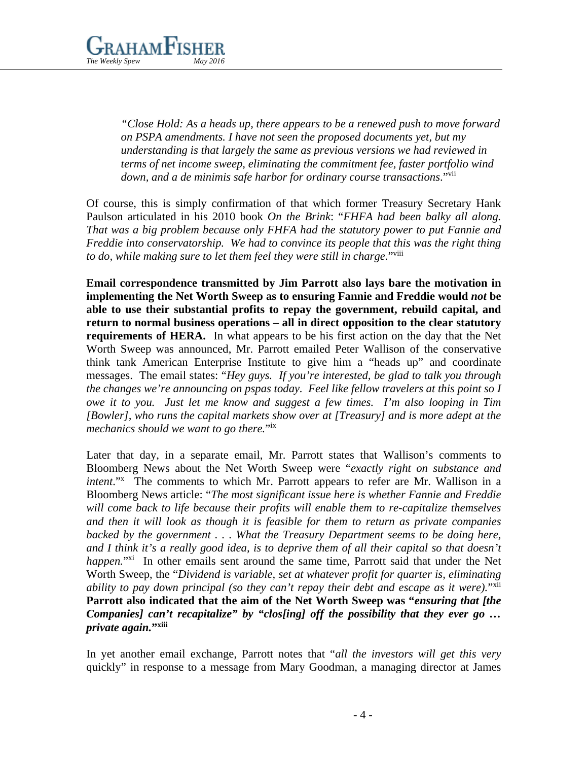> *"Close Hold: As a heads up, there appears to be a renewed push to move forward on PSPA amendments. I have not seen the proposed documents yet, but my understanding is that largely the same as previous versions we had reviewed in terms of net income sweep, eliminating the commitment fee, faster portfolio wind down, and a de minimis safe harbor for ordinary course transactions*."[vii]

Of course, this is simply confirmation of that which former Treasury Secretary Hank Paulson articulated in his 2010 book *On the Brink*: "*FHFA had been balky all along. That was a big problem because only FHFA had the statutory power to put Fannie and Freddie into conservatorship. We had to convince its people that this was the right thing to do, while making sure to let them feel they were still in charge.*"[viii]

**Email correspondence transmitted by Jim Parrott also lays bare the motivation in implementing the Net Worth Sweep as to ensuring Fannie and Freddie would *not* be able to use their substantial profits to repay the government, rebuild capital, and return to normal business operations – all in direct opposition to the clear statutory requirements of HERA.** In what appears to be his first action on the day that the Net Worth Sweep was announced, Mr. Parrott emailed Peter Wallison of the conservative think tank American Enterprise Institute to give him a "heads up" and coordinate messages. The email states: "*Hey guys. If you're interested, be glad to talk you through the changes we're announcing on pspas today. Feel like fellow travelers at this point so I owe it to you. Just let me know and suggest a few times. I'm also looping in Tim [Bowler], who runs the capital markets show over at [Treasury] and is more adept at the mechanics should we want to go there.*"[ix]

Later that day, in a separate email, Mr. Parrott states that Wallison's comments to Bloomberg News about the Net Worth Sweep were "*exactly right on substance and intent*."[x] The comments to which Mr. Parrott appears to refer are Mr. Wallison in a Bloomberg News article: "*The most significant issue here is whether Fannie and Freddie will come back to life because their profits will enable them to re-capitalize themselves and then it will look as though it is feasible for them to return as private companies backed by the government . . . What the Treasury Department seems to be doing here, and I think it's a really good idea, is to deprive them of all their capital so that doesn't happen.*"[xi] In other emails sent around the same time, Parrott said that under the Net Worth Sweep, the "*Dividend is variable, set at whatever profit for quarter is, eliminating ability to pay down principal (so they can't repay their debt and escape as it were).*"[xii] **Parrott also indicated that the aim of the Net Worth Sweep was "*ensuring that [the Companies] can't recapitalize*" by "*clos[ing] off the possibility that they ever go … private again.*"[xiii]**

In yet another email exchange, Parrott notes that "*all the investors will get this very* quickly" in response to a message from Mary Goodman, a managing director at James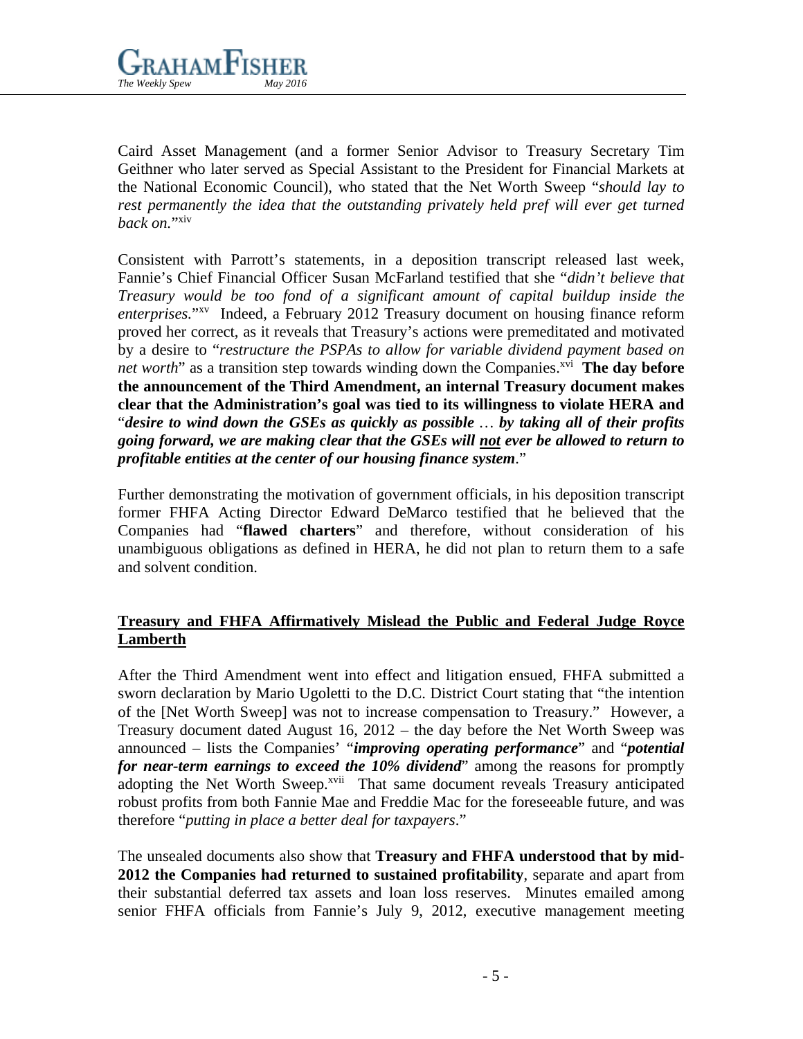Caird Asset Management (and a former Senior Advisor to Treasury Secretary Tim Geithner who later served as Special Assistant to the President for Financial Markets at the National Economic Council), who stated that the Net Worth Sweep "*should lay to rest permanently the idea that the outstanding privately held pref will ever get turned back on.*"[xiv]

Consistent with Parrott's statements, in a deposition transcript released last week, Fannie's Chief Financial Officer Susan McFarland testified that she "*didn't believe that Treasury would be too fond of a significant amount of capital buildup inside the enterprises.*"[xv] Indeed, a February 2012 Treasury document on housing finance reform proved her correct, as it reveals that Treasury's actions were premeditated and motivated by a desire to "*restructure the PSPAs to allow for variable dividend payment based on net worth*" as a transition step towards winding down the Companies.[xvi] **The day before the announcement of the Third Amendment, an internal Treasury document makes clear that the Administration's goal was tied to its willingness to violate HERA and** "***desire to wind down the GSEs as quickly as possible … by taking all of their profits going forward, we are making clear that the GSEs will <u>not</u> ever be allowed to return to profitable entities at the center of our housing finance system***."

Further demonstrating the motivation of government officials, in his deposition transcript former FHFA Acting Director Edward DeMarco testified that he believed that the Companies had "**flawed charters**" and therefore, without consideration of his unambiguous obligations as defined in HERA, he did not plan to return them to a safe and solvent condition.

## <u>Treasury and FHFA Affirmatively Mislead the Public and Federal Judge Royce Lamberth</u>

After the Third Amendment went into effect and litigation ensued, FHFA submitted a sworn declaration by Mario Ugoletti to the D.C. District Court stating that "the intention of the [Net Worth Sweep] was not to increase compensation to Treasury." However, a Treasury document dated August 16, 2012 – the day before the Net Worth Sweep was announced – lists the Companies' "***improving operating performance***" and "***potential for near-term earnings to exceed the 10% dividend***" among the reasons for promptly adopting the Net Worth Sweep.[xvii] That same document reveals Treasury anticipated robust profits from both Fannie Mae and Freddie Mac for the foreseeable future, and was therefore "*putting in place a better deal for taxpayers*."

The unsealed documents also show that **Treasury and FHFA understood that by mid-2012 the Companies had returned to sustained profitability**, separate and apart from their substantial deferred tax assets and loan loss reserves. Minutes emailed among senior FHFA officials from Fannie's July 9, 2012, executive management meeting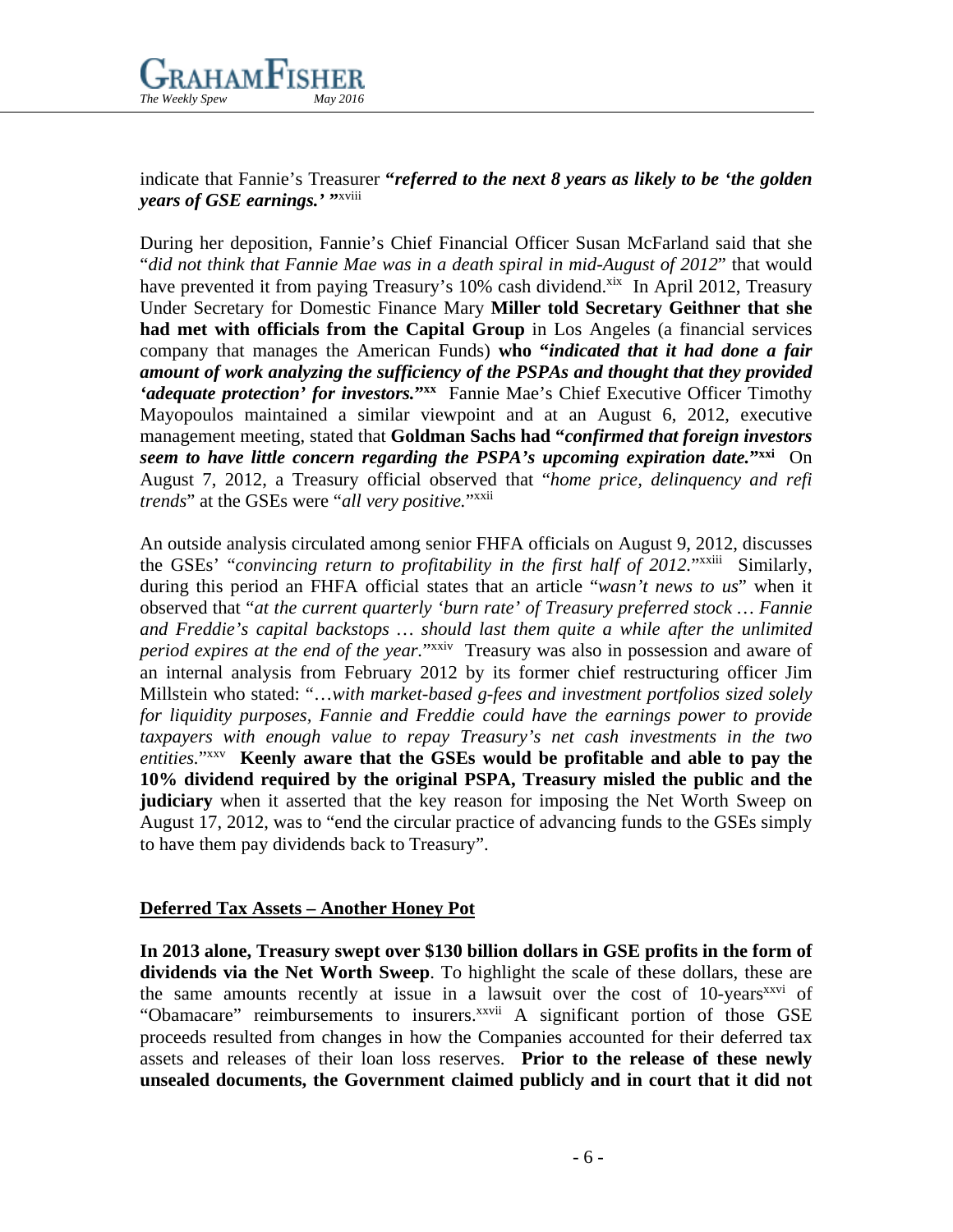indicate that Fannie's Treasurer ***"referred to the next 8 years as likely to be 'the golden years of GSE earnings.' "***[xviii]

During her deposition, Fannie's Chief Financial Officer Susan McFarland said that she "*did not think that Fannie Mae was in a death spiral in mid-August of 2012*" that would have prevented it from paying Treasury's 10% cash dividend.[xix] In April 2012, Treasury Under Secretary for Domestic Finance Mary **Miller told Secretary Geithner that she had met with officials from the Capital Group** in Los Angeles (a financial services company that manages the American Funds) **who *"indicated that it had done a fair amount of work analyzing the sufficiency of the PSPAs and thought that they provided 'adequate protection' for investors."***[xx] Fannie Mae's Chief Executive Officer Timothy Mayopoulos maintained a similar viewpoint and at an August 6, 2012, executive management meeting, stated that **Goldman Sachs had *"confirmed that foreign investors seem to have little concern regarding the PSPA's upcoming expiration date."***[xxi] On August 7, 2012, a Treasury official observed that "*home price, delinquency and refi trends*" at the GSEs were "*all very positive.*"[xxii]

An outside analysis circulated among senior FHFA officials on August 9, 2012, discusses the GSEs' "*convincing return to profitability in the first half of 2012.*"[xxiii] Similarly, during this period an FHFA official states that an article "*wasn't news to us*" when it observed that "*at the current quarterly 'burn rate' of Treasury preferred stock … Fannie and Freddie's capital backstops … should last them quite a while after the unlimited period expires at the end of the year.*"[xxiv] Treasury was also in possession and aware of an internal analysis from February 2012 by its former chief restructuring officer Jim Millstein who stated: "*…with market-based g-fees and investment portfolios sized solely for liquidity purposes, Fannie and Freddie could have the earnings power to provide taxpayers with enough value to repay Treasury's net cash investments in the two entities.*"[xxv] **Keenly aware that the GSEs would be profitable and able to pay the 10% dividend required by the original PSPA, Treasury misled the public and the judiciary** when it asserted that the key reason for imposing the Net Worth Sweep on August 17, 2012, was to "end the circular practice of advancing funds to the GSEs simply to have them pay dividends back to Treasury".

## Deferred Tax Assets – Another Honey Pot

**In 2013 alone, Treasury swept over $130 billion dollars in GSE profits in the form of dividends via the Net Worth Sweep**. To highlight the scale of these dollars, these are the same amounts recently at issue in a lawsuit over the cost of 10-years[xxvi] of "Obamacare" reimbursements to insurers.[xxvii] A significant portion of those GSE proceeds resulted from changes in how the Companies accounted for their deferred tax assets and releases of their loan loss reserves. **Prior to the release of these newly unsealed documents, the Government claimed publicly and in court that it did not**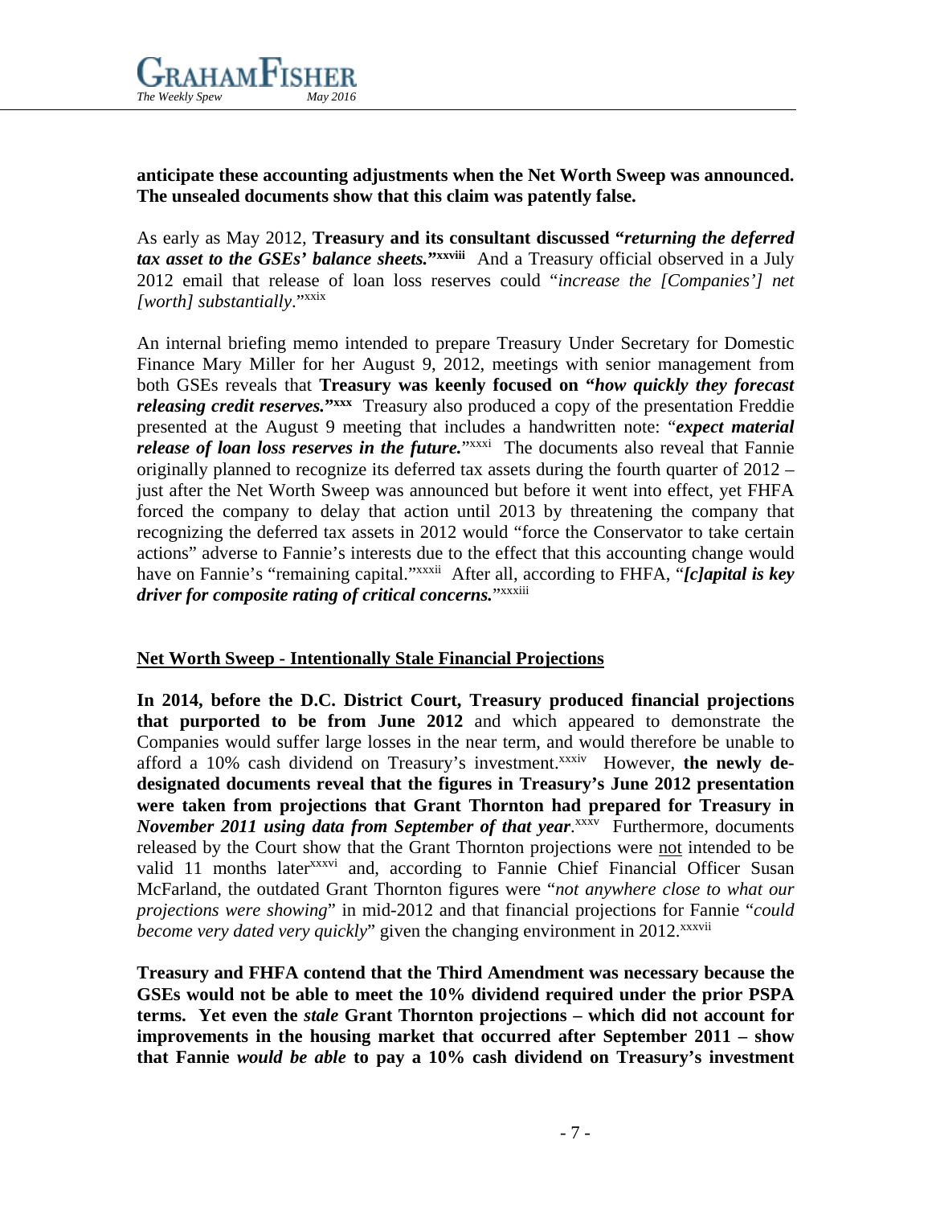**anticipate these accounting adjustments when the Net Worth Sweep was announced. The unsealed documents show that this claim was patently false.**

As early as May 2012, **Treasury and its consultant discussed "*returning the deferred tax asset to the GSEs' balance sheets.*"[xxviii]** And a Treasury official observed in a July 2012 email that release of loan loss reserves could "*increase the [Companies'] net [worth] substantially*."[xxix]

An internal briefing memo intended to prepare Treasury Under Secretary for Domestic Finance Mary Miller for her August 9, 2012, meetings with senior management from both GSEs reveals that **Treasury was keenly focused on "*how quickly they forecast releasing credit reserves.*"[xxx]** Treasury also produced a copy of the presentation Freddie presented at the August 9 meeting that includes a handwritten note: "***expect material release of loan loss reserves in the future.***"[xxxi] The documents also reveal that Fannie originally planned to recognize its deferred tax assets during the fourth quarter of 2012 – just after the Net Worth Sweep was announced but before it went into effect, yet FHFA forced the company to delay that action until 2013 by threatening the company that recognizing the deferred tax assets in 2012 would "force the Conservator to take certain actions" adverse to Fannie's interests due to the effect that this accounting change would have on Fannie's "remaining capital."[xxxii] After all, according to FHFA, "***[c]apital is key driver for composite rating of critical concerns.***"[xxxiii]

**Net Worth Sweep - Intentionally Stale Financial Projections**

**In 2014, before the D.C. District Court, Treasury produced financial projections that purported to be from June 2012** and which appeared to demonstrate the Companies would suffer large losses in the near term, and would therefore be unable to afford a 10% cash dividend on Treasury's investment.[xxxiv] However, **the newly de-designated documents reveal that the figures in Treasury's June 2012 presentation were taken from projections that Grant Thornton had prepared for Treasury in *November 2011 using data from September of that year*.**[xxxv] Furthermore, documents released by the Court show that the Grant Thornton projections were not intended to be valid 11 months later[xxxvi] and, according to Fannie Chief Financial Officer Susan McFarland, the outdated Grant Thornton figures were "*not anywhere close to what our projections were showing*" in mid-2012 and that financial projections for Fannie "*could become very dated very quickly*" given the changing environment in 2012.[xxxvii]

**Treasury and FHFA contend that the Third Amendment was necessary because the GSEs would not be able to meet the 10% dividend required under the prior PSPA terms. Yet even the *stale* Grant Thornton projections – which did not account for improvements in the housing market that occurred after September 2011 – show that Fannie *would be able* to pay a 10% cash dividend on Treasury's investment**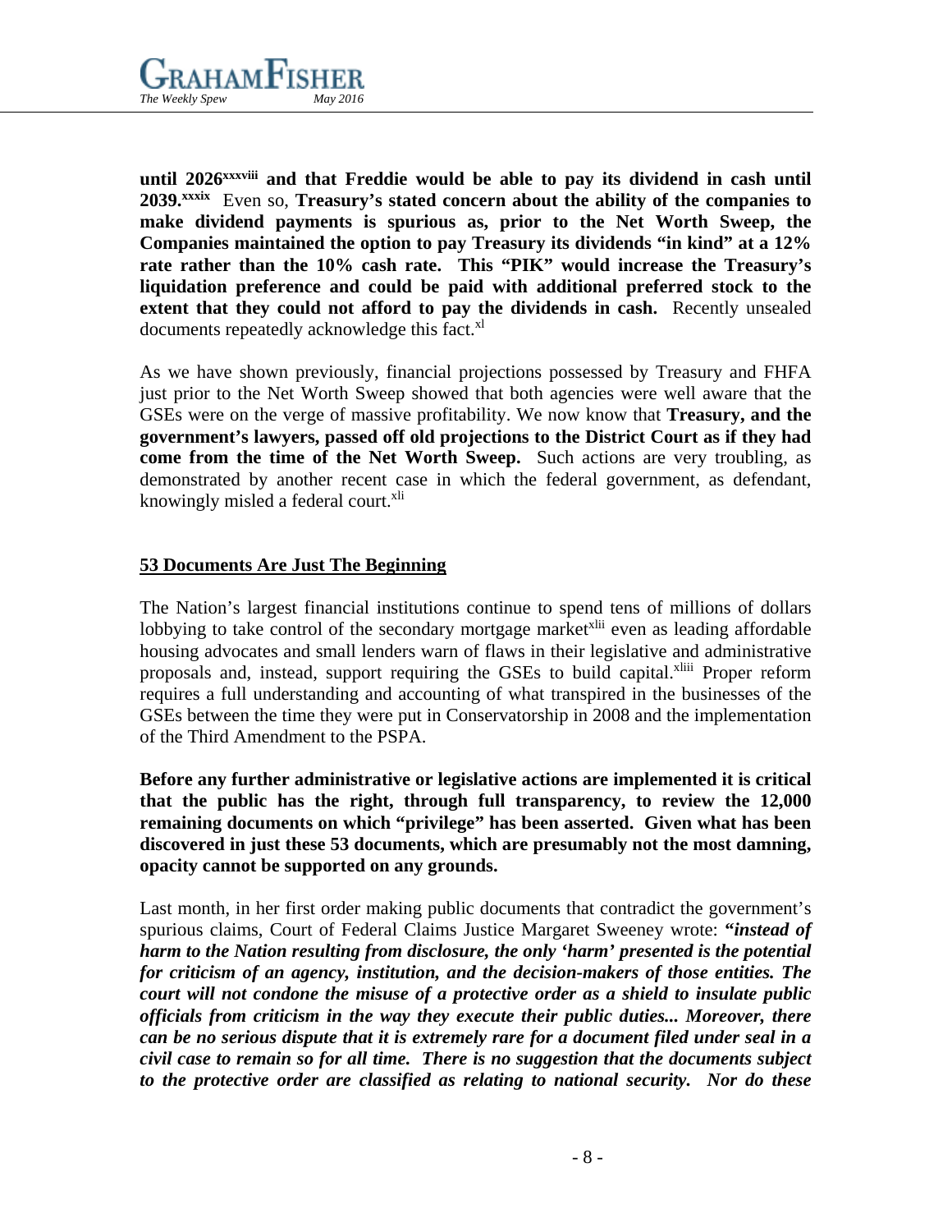**until 2026**[xxxviii] **and that Freddie would be able to pay its dividend in cash until 2039.**[xxxix] Even so, **Treasury's stated concern about the ability of the companies to make dividend payments is spurious as, prior to the Net Worth Sweep, the Companies maintained the option to pay Treasury its dividends "in kind" at a 12% rate rather than the 10% cash rate. This "PIK" would increase the Treasury's liquidation preference and could be paid with additional preferred stock to the extent that they could not afford to pay the dividends in cash.** Recently unsealed documents repeatedly acknowledge this fact.[xl]

As we have shown previously, financial projections possessed by Treasury and FHFA just prior to the Net Worth Sweep showed that both agencies were well aware that the GSEs were on the verge of massive profitability. We now know that **Treasury, and the government's lawyers, passed off old projections to the District Court as if they had come from the time of the Net Worth Sweep.** Such actions are very troubling, as demonstrated by another recent case in which the federal government, as defendant, knowingly misled a federal court.[xli]

## 53 Documents Are Just The Beginning

The Nation's largest financial institutions continue to spend tens of millions of dollars lobbying to take control of the secondary mortgage market[xlii] even as leading affordable housing advocates and small lenders warn of flaws in their legislative and administrative proposals and, instead, support requiring the GSEs to build capital.[xliii] Proper reform requires a full understanding and accounting of what transpired in the businesses of the GSEs between the time they were put in Conservatorship in 2008 and the implementation of the Third Amendment to the PSPA.

**Before any further administrative or legislative actions are implemented it is critical that the public has the right, through full transparency, to review the 12,000 remaining documents on which "privilege" has been asserted. Given what has been discovered in just these 53 documents, which are presumably not the most damning, opacity cannot be supported on any grounds.**

Last month, in her first order making public documents that contradict the government's spurious claims, Court of Federal Claims Justice Margaret Sweeney wrote: ***"instead of harm to the Nation resulting from disclosure, the only 'harm' presented is the potential for criticism of an agency, institution, and the decision-makers of those entities. The court will not condone the misuse of a protective order as a shield to insulate public officials from criticism in the way they execute their public duties... Moreover, there can be no serious dispute that it is extremely rare for a document filed under seal in a civil case to remain so for all time. There is no suggestion that the documents subject to the protective order are classified as relating to national security. Nor do these***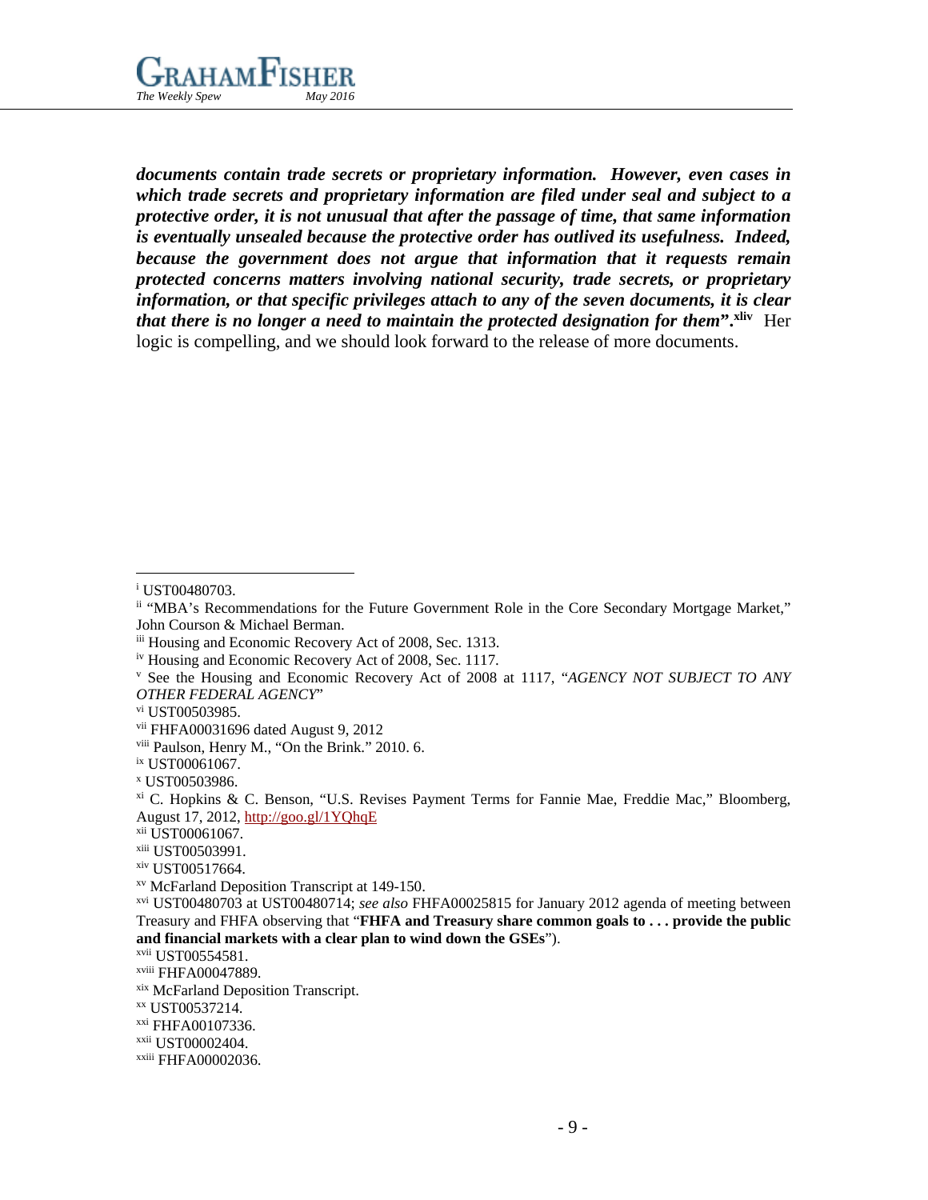***documents contain trade secrets or proprietary information. However, even cases in which trade secrets and proprietary information are filed under seal and subject to a protective order, it is not unusual that after the passage of time, that same information is eventually unsealed because the protective order has outlived its usefulness. Indeed, because the government does not argue that information that it requests remain protected concerns matters involving national security, trade secrets, or proprietary information, or that specific privileges attach to any of the seven documents, it is clear that there is no longer a need to maintain the protected designation for them".***[xliv] Her logic is compelling, and we should look forward to the release of more documents.

---

[i] UST00480703.

[ii] "MBA's Recommendations for the Future Government Role in the Core Secondary Mortgage Market," John Courson & Michael Berman.

[iii] Housing and Economic Recovery Act of 2008, Sec. 1313.

[iv] Housing and Economic Recovery Act of 2008, Sec. 1117.

[v] See the Housing and Economic Recovery Act of 2008 at 1117, "*AGENCY NOT SUBJECT TO ANY OTHER FEDERAL AGENCY*"

[vi] UST00503985.

[vii] FHFA00031696 dated August 9, 2012

[viii] Paulson, Henry M., "On the Brink." 2010. 6.

[ix] UST00061067.

[x] UST00503986.

[xi] C. Hopkins & C. Benson, "U.S. Revises Payment Terms for Fannie Mae, Freddie Mac," Bloomberg, August 17, 2012, http://goo.gl/1YQhqE

[xii] UST00061067.

[xiii] UST00503991.

[xiv] UST00517664.

[xv] McFarland Deposition Transcript at 149-150.

[xvi] UST00480703 at UST00480714; *see also* FHFA00025815 for January 2012 agenda of meeting between Treasury and FHFA observing that "**FHFA and Treasury share common goals to . . . provide the public and financial markets with a clear plan to wind down the GSEs**").

[xvii] UST00554581.

[xviii] FHFA00047889.

[xix] McFarland Deposition Transcript.

[xx] UST00537214.

[xxi] FHFA00107336.

[xxii] UST00002404.

[xxiii] FHFA00002036.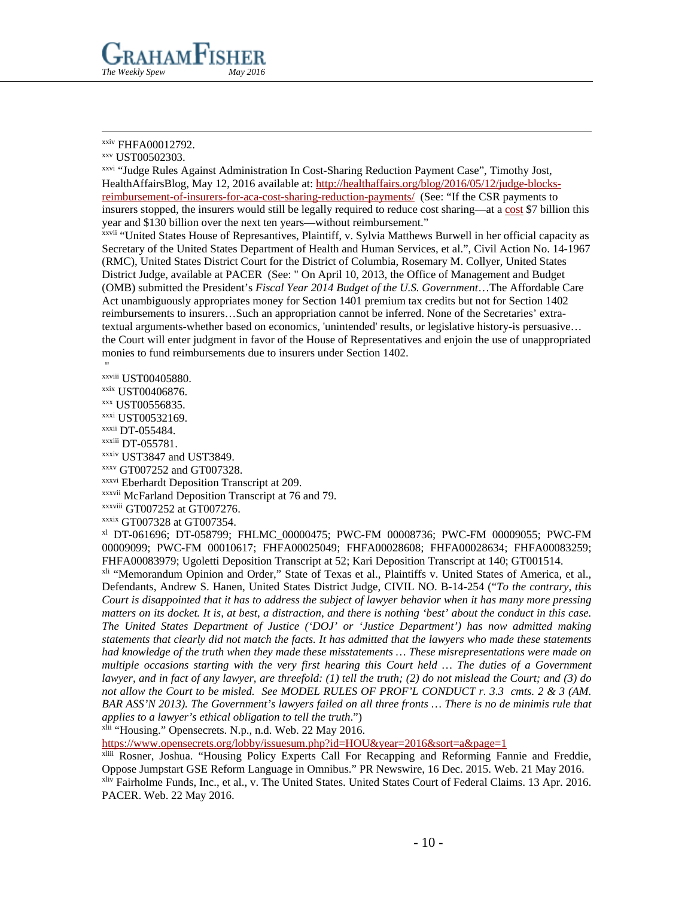---

[xxiv] FHFA00012792.

[xxv] UST00502303.

[xxvi] "Judge Rules Against Administration In Cost-Sharing Reduction Payment Case", Timothy Jost, HealthAffairsBlog, May 12, 2016 available at: http://healthaffairs.org/blog/2016/05/12/judge-blocks-reimbursement-of-insurers-for-aca-cost-sharing-reduction-payments/ (See: "If the CSR payments to insurers stopped, the insurers would still be legally required to reduce cost sharing—at a cost $7 billion this year and $130 billion over the next ten years—without reimbursement."

[xxvii] "United States House of Represantives, Plaintiff, v. Sylvia Matthews Burwell in her official capacity as Secretary of the United States Department of Health and Human Services, et al.", Civil Action No. 14-1967 (RMC), United States District Court for the District of Columbia, Rosemary M. Collyer, United States District Judge, available at PACER (See: " On April 10, 2013, the Office of Management and Budget (OMB) submitted the President's *Fiscal Year 2014 Budget of the U.S. Government*…The Affordable Care Act unambiguously appropriates money for Section 1401 premium tax credits but not for Section 1402 reimbursements to insurers…Such an appropriation cannot be inferred. None of the Secretaries' extra-textual arguments-whether based on economics, 'unintended' results, or legislative history-is persuasive… the Court will enter judgment in favor of the House of Representatives and enjoin the use of unappropriated monies to fund reimbursements due to insurers under Section 1402.
"

[xxviii] UST00405880.

[xxix] UST00406876.

[xxx] UST00556835.

[xxxi] UST00532169.

[xxxii] DT-055484.

[xxxiii] DT-055781.

[xxxiv] UST3847 and UST3849.

[xxxv] GT007252 and GT007328.

[xxxvi] Eberhardt Deposition Transcript at 209.

[xxxvii] McFarland Deposition Transcript at 76 and 79.

[xxxviii] GT007252 at GT007276.

[xxxix] GT007328 at GT007354.

[xl] DT-061696; DT-058799; FHLMC_00000475; PWC-FM 00008736; PWC-FM 00009055; PWC-FM 00009099; PWC-FM 00010617; FHFA00025049; FHFA00028608; FHFA00028634; FHFA00083259; FHFA00083979; Ugoletti Deposition Transcript at 52; Kari Deposition Transcript at 140; GT001514.

[xli] "Memorandum Opinion and Order," State of Texas et al., Plaintiffs v. United States of America, et al., Defendants, Andrew S. Hanen, United States District Judge, CIVIL NO. B-14-254 ("*To the contrary, this Court is disappointed that it has to address the subject of lawyer behavior when it has many more pressing matters on its docket. It is, at best, a distraction, and there is nothing 'best' about the conduct in this case. The United States Department of Justice ('DOJ' or 'Justice Department') has now admitted making statements that clearly did not match the facts. It has admitted that the lawyers who made these statements had knowledge of the truth when they made these misstatements … These misrepresentations were made on multiple occasions starting with the very first hearing this Court held … The duties of a Government lawyer, and in fact of any lawyer, are threefold: (1) tell the truth; (2) do not mislead the Court; and (3) do not allow the Court to be misled. See MODEL RULES OF PROF'L CONDUCT r. 3.3 cmts. 2 & 3 (AM. BAR ASS'N 2013). The Government's lawyers failed on all three fronts … There is no de minimis rule that applies to a lawyer's ethical obligation to tell the truth*.")

[xlii] "Housing." Opensecrets. N.p., n.d. Web. 22 May 2016.
https://www.opensecrets.org/lobby/issuesum.php?id=HOU&year=2016&sort=a&page=1

[xliii] Rosner, Joshua. "Housing Policy Experts Call For Recapping and Reforming Fannie and Freddie, Oppose Jumpstart GSE Reform Language in Omnibus." PR Newswire, 16 Dec. 2015. Web. 21 May 2016.

[xliv] Fairholme Funds, Inc., et al., v. The United States. United States Court of Federal Claims. 13 Apr. 2016. PACER. Web. 22 May 2016.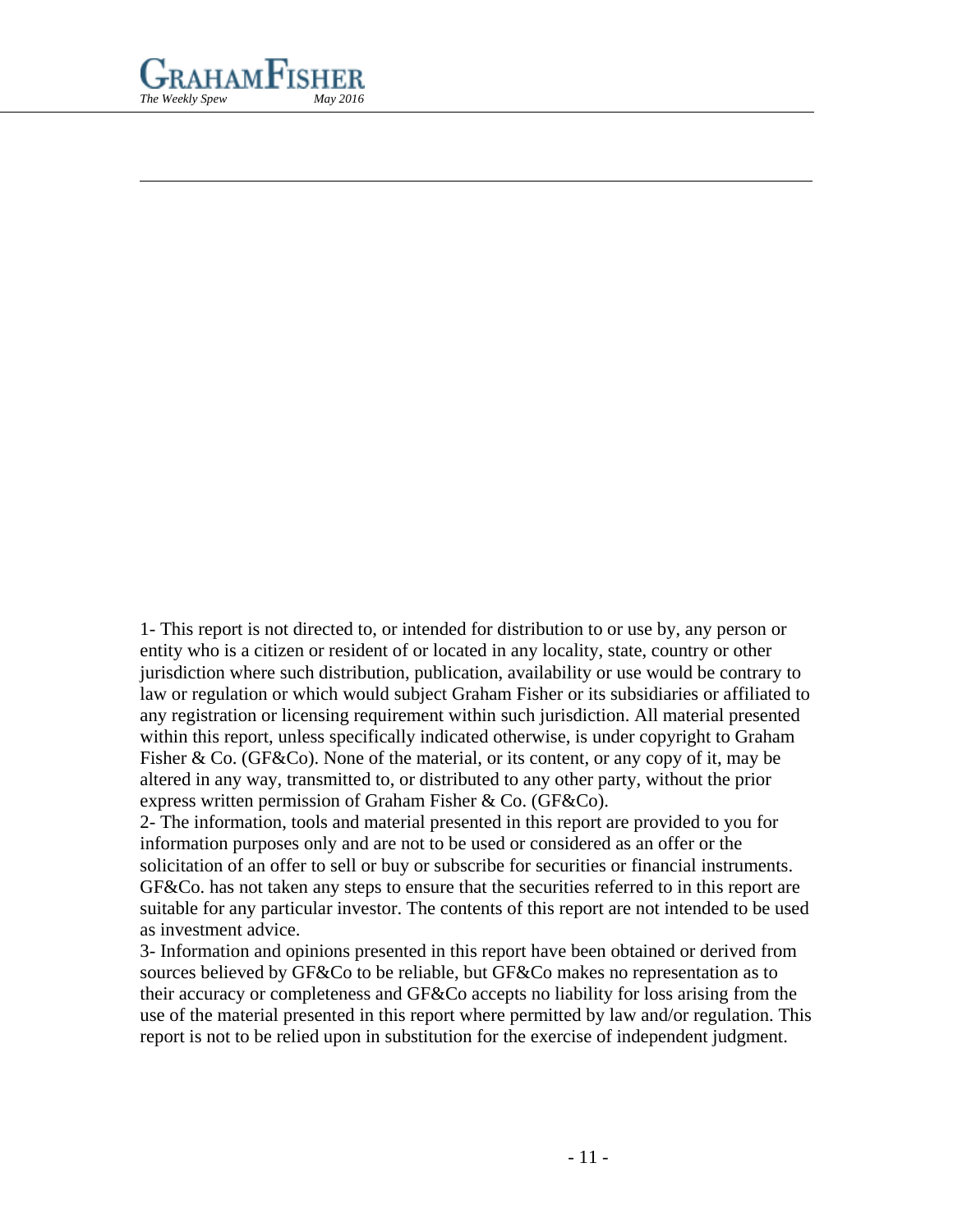1- This report is not directed to, or intended for distribution to or use by, any person or entity who is a citizen or resident of or located in any locality, state, country or other jurisdiction where such distribution, publication, availability or use would be contrary to law or regulation or which would subject Graham Fisher or its subsidiaries or affiliated to any registration or licensing requirement within such jurisdiction. All material presented within this report, unless specifically indicated otherwise, is under copyright to Graham Fisher & Co. (GF&Co). None of the material, or its content, or any copy of it, may be altered in any way, transmitted to, or distributed to any other party, without the prior express written permission of Graham Fisher & Co. (GF&Co).

2- The information, tools and material presented in this report are provided to you for information purposes only and are not to be used or considered as an offer or the solicitation of an offer to sell or buy or subscribe for securities or financial instruments. GF&Co. has not taken any steps to ensure that the securities referred to in this report are suitable for any particular investor. The contents of this report are not intended to be used as investment advice.

3- Information and opinions presented in this report have been obtained or derived from sources believed by GF&Co to be reliable, but GF&Co makes no representation as to their accuracy or completeness and GF&Co accepts no liability for loss arising from the use of the material presented in this report where permitted by law and/or regulation. This report is not to be relied upon in substitution for the exercise of independent judgment.